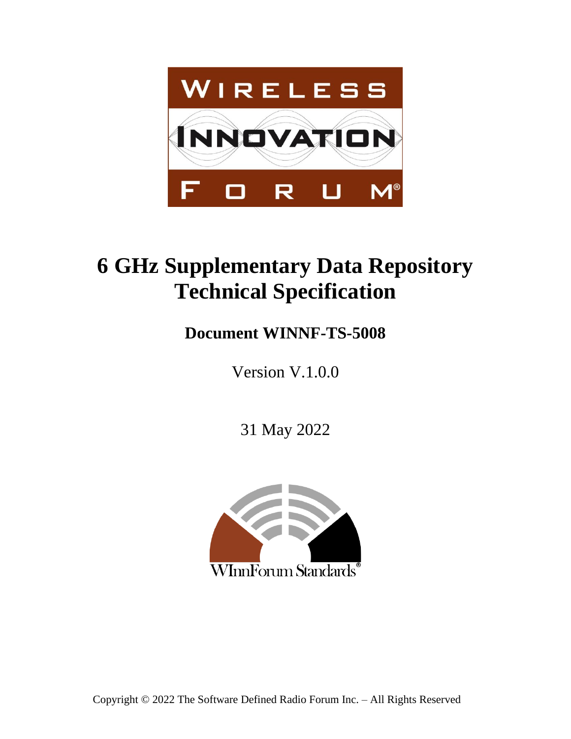# 6 GHz Supplementary Data Repository Technical Specification

**Document WINNF-TS-5008**

Version V.1.0.0

31 May 2022

Copyright © 2022 The Software Defined Radio Forum Inc. – All Rights Reserved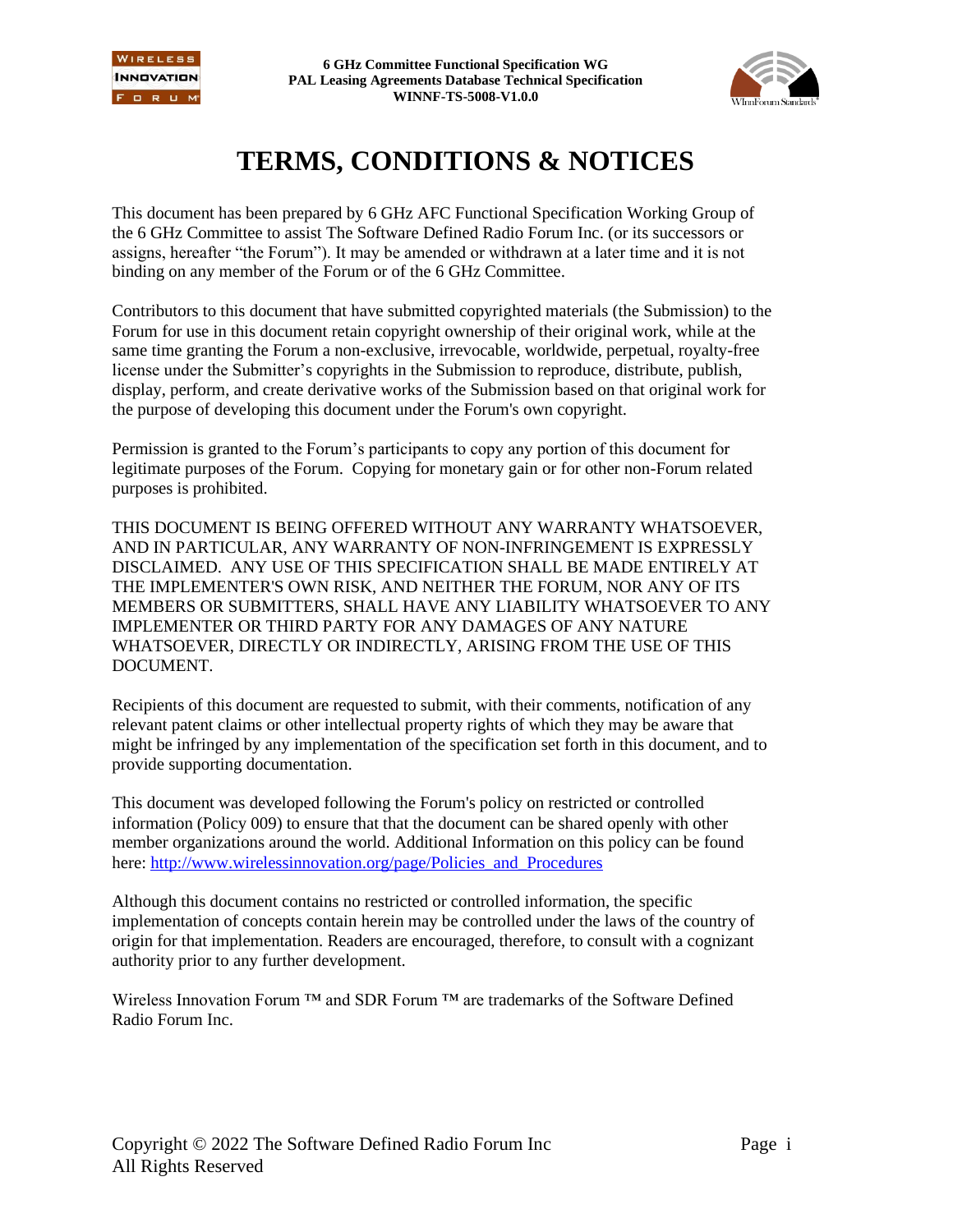# TERMS, CONDITIONS & NOTICES

This document has been prepared by 6 GHz AFC Functional Specification Working Group of the 6 GHz Committee to assist The Software Defined Radio Forum Inc. (or its successors or assigns, hereafter "the Forum"). It may be amended or withdrawn at a later time and it is not binding on any member of the Forum or of the 6 GHz Committee.

Contributors to this document that have submitted copyrighted materials (the Submission) to the Forum for use in this document retain copyright ownership of their original work, while at the same time granting the Forum a non-exclusive, irrevocable, worldwide, perpetual, royalty-free license under the Submitter's copyrights in the Submission to reproduce, distribute, publish, display, perform, and create derivative works of the Submission based on that original work for the purpose of developing this document under the Forum's own copyright.

Permission is granted to the Forum's participants to copy any portion of this document for legitimate purposes of the Forum. Copying for monetary gain or for other non-Forum related purposes is prohibited.

THIS DOCUMENT IS BEING OFFERED WITHOUT ANY WARRANTY WHATSOEVER, AND IN PARTICULAR, ANY WARRANTY OF NON-INFRINGEMENT IS EXPRESSLY DISCLAIMED. ANY USE OF THIS SPECIFICATION SHALL BE MADE ENTIRELY AT THE IMPLEMENTER'S OWN RISK, AND NEITHER THE FORUM, NOR ANY OF ITS MEMBERS OR SUBMITTERS, SHALL HAVE ANY LIABILITY WHATSOEVER TO ANY IMPLEMENTER OR THIRD PARTY FOR ANY DAMAGES OF ANY NATURE WHATSOEVER, DIRECTLY OR INDIRECTLY, ARISING FROM THE USE OF THIS DOCUMENT.

Recipients of this document are requested to submit, with their comments, notification of any relevant patent claims or other intellectual property rights of which they may be aware that might be infringed by any implementation of the specification set forth in this document, and to provide supporting documentation.

This document was developed following the Forum's policy on restricted or controlled information (Policy 009) to ensure that that the document can be shared openly with other member organizations around the world. Additional Information on this policy can be found here: http://www.wirelessinnovation.org/page/Policies_and_Procedures

Although this document contains no restricted or controlled information, the specific implementation of concepts contain herein may be controlled under the laws of the country of origin for that implementation. Readers are encouraged, therefore, to consult with a cognizant authority prior to any further development.

Wireless Innovation Forum ™ and SDR Forum ™ are trademarks of the Software Defined Radio Forum Inc.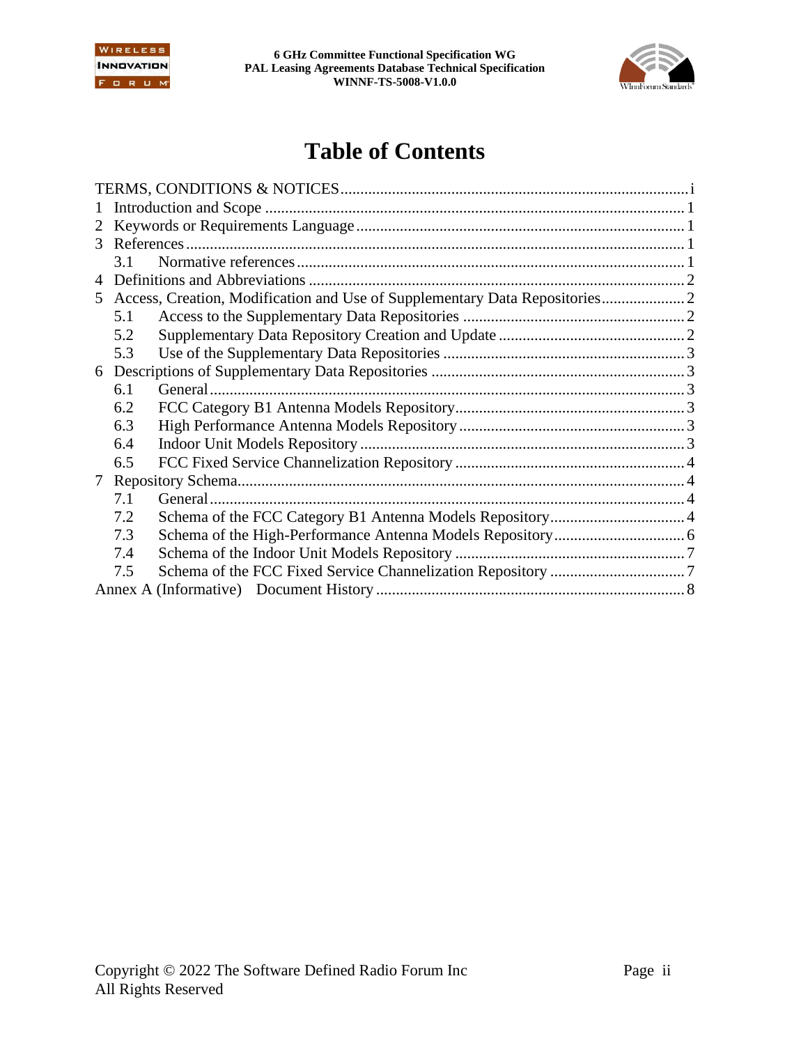# Table of Contents

TERMS, CONDITIONS & NOTICES ........ i

1 Introduction and Scope ........ 1

2 Keywords or Requirements Language ........ 1

3 References ........ 1

- 3.1 Normative references ........ 1

4 Definitions and Abbreviations ........ 2

5 Access, Creation, Modification and Use of Supplementary Data Repositories ........ 2

- 5.1 Access to the Supplementary Data Repositories ........ 2
- 5.2 Supplementary Data Repository Creation and Update ........ 2
- 5.3 Use of the Supplementary Data Repositories ........ 3

6 Descriptions of Supplementary Data Repositories ........ 3

- 6.1 General ........ 3
- 6.2 FCC Category B1 Antenna Models Repository ........ 3
- 6.3 High Performance Antenna Models Repository ........ 3
- 6.4 Indoor Unit Models Repository ........ 3
- 6.5 FCC Fixed Service Channelization Repository ........ 4

7 Repository Schema ........ 4

- 7.1 General ........ 4
- 7.2 Schema of the FCC Category B1 Antenna Models Repository ........ 4
- 7.3 Schema of the High-Performance Antenna Models Repository ........ 6
- 7.4 Schema of the Indoor Unit Models Repository ........ 7
- 7.5 Schema of the FCC Fixed Service Channelization Repository ........ 7

Annex A (Informative) Document History ........ 8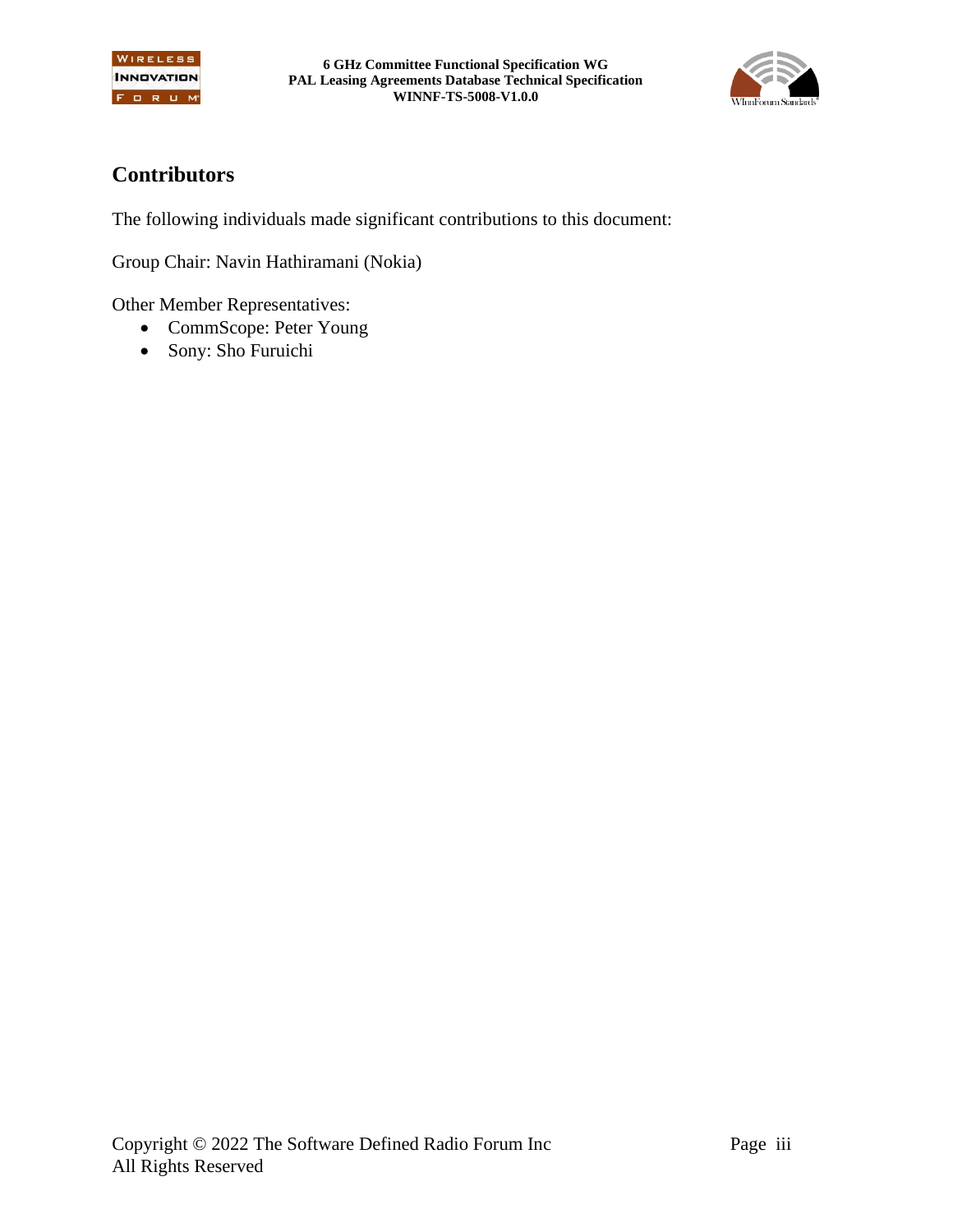## Contributors

The following individuals made significant contributions to this document:

Group Chair: Navin Hathiramani (Nokia)

Other Member Representatives:

- CommScope: Peter Young
- Sony: Sho Furuichi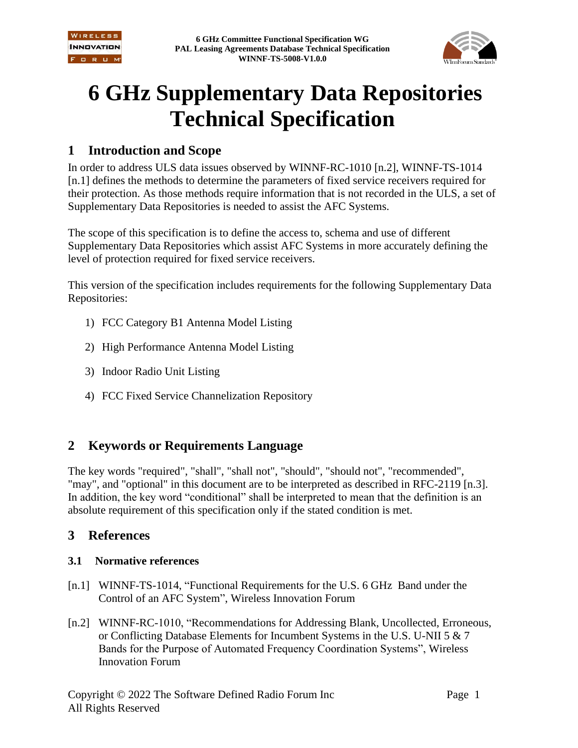# 6 GHz Supplementary Data Repositories Technical Specification

## 1 Introduction and Scope

In order to address ULS data issues observed by WINNF-RC-1010 [n.2], WINNF-TS-1014 [n.1] defines the methods to determine the parameters of fixed service receivers required for their protection. As those methods require information that is not recorded in the ULS, a set of Supplementary Data Repositories is needed to assist the AFC Systems.

The scope of this specification is to define the access to, schema and use of different Supplementary Data Repositories which assist AFC Systems in more accurately defining the level of protection required for fixed service receivers.

This version of the specification includes requirements for the following Supplementary Data Repositories:

1) FCC Category B1 Antenna Model Listing
2) High Performance Antenna Model Listing
3) Indoor Radio Unit Listing
4) FCC Fixed Service Channelization Repository

## 2 Keywords or Requirements Language

The key words "required", "shall", "shall not", "should", "should not", "recommended", "may", and "optional" in this document are to be interpreted as described in RFC-2119 [n.3]. In addition, the key word "conditional" shall be interpreted to mean that the definition is an absolute requirement of this specification only if the stated condition is met.

## 3 References

### 3.1 Normative references

[n.1] WINNF-TS-1014, "Functional Requirements for the U.S. 6 GHz Band under the Control of an AFC System", Wireless Innovation Forum

[n.2] WINNF-RC-1010, "Recommendations for Addressing Blank, Uncollected, Erroneous, or Conflicting Database Elements for Incumbent Systems in the U.S. U-NII 5 & 7 Bands for the Purpose of Automated Frequency Coordination Systems", Wireless Innovation Forum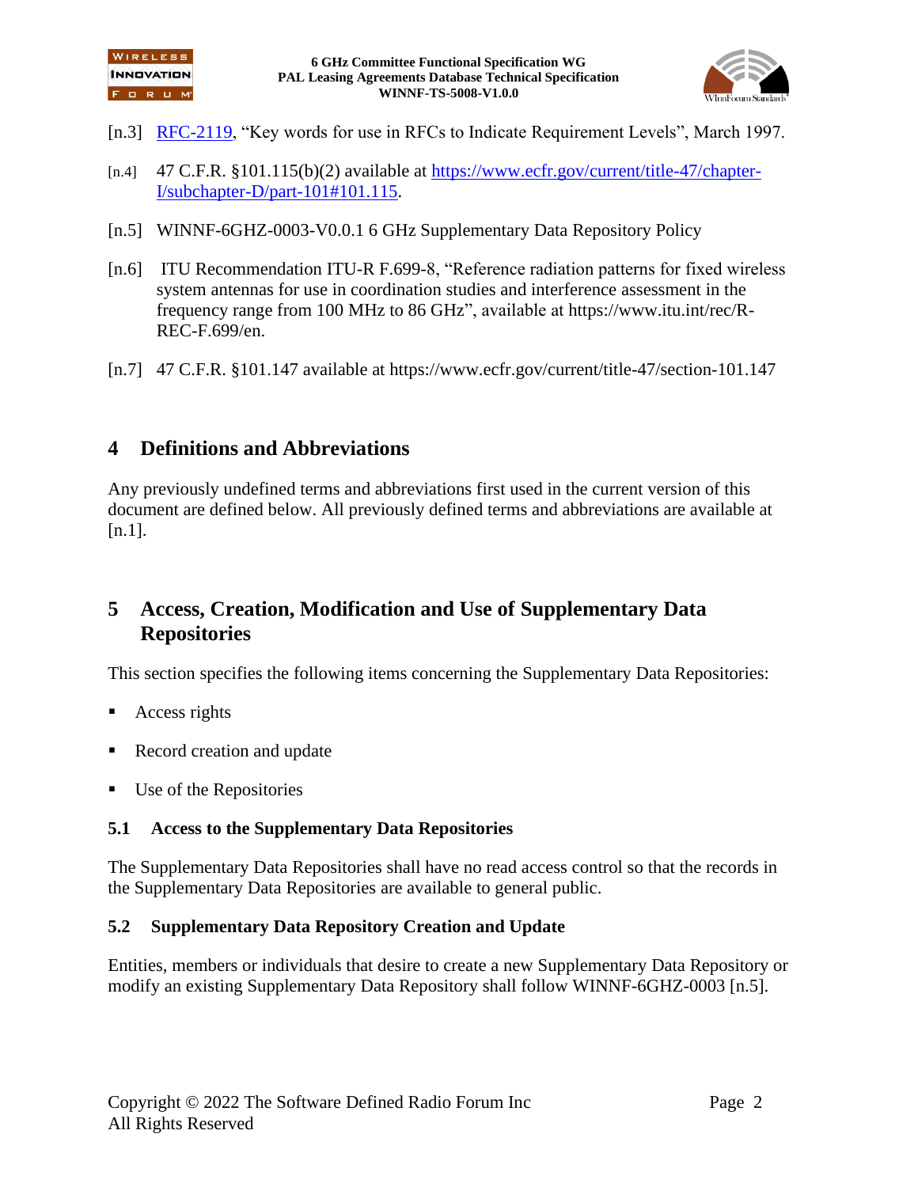[n.3] RFC-2119, "Key words for use in RFCs to Indicate Requirement Levels", March 1997.

[n.4] 47 C.F.R. §101.115(b)(2) available at https://www.ecfr.gov/current/title-47/chapter-I/subchapter-D/part-101#101.115.

[n.5] WINNF-6GHZ-0003-V0.0.1 6 GHz Supplementary Data Repository Policy

[n.6] ITU Recommendation ITU-R F.699-8, "Reference radiation patterns for fixed wireless system antennas for use in coordination studies and interference assessment in the frequency range from 100 MHz to 86 GHz", available at https://www.itu.int/rec/R-REC-F.699/en.

[n.7] 47 C.F.R. §101.147 available at https://www.ecfr.gov/current/title-47/section-101.147

# 4 Definitions and Abbreviations

Any previously undefined terms and abbreviations first used in the current version of this document are defined below. All previously defined terms and abbreviations are available at [n.1].

# 5 Access, Creation, Modification and Use of Supplementary Data Repositories

This section specifies the following items concerning the Supplementary Data Repositories:

- Access rights
- Record creation and update
- Use of the Repositories

## 5.1 Access to the Supplementary Data Repositories

The Supplementary Data Repositories shall have no read access control so that the records in the Supplementary Data Repositories are available to general public.

## 5.2 Supplementary Data Repository Creation and Update

Entities, members or individuals that desire to create a new Supplementary Data Repository or modify an existing Supplementary Data Repository shall follow WINNF-6GHZ-0003 [n.5].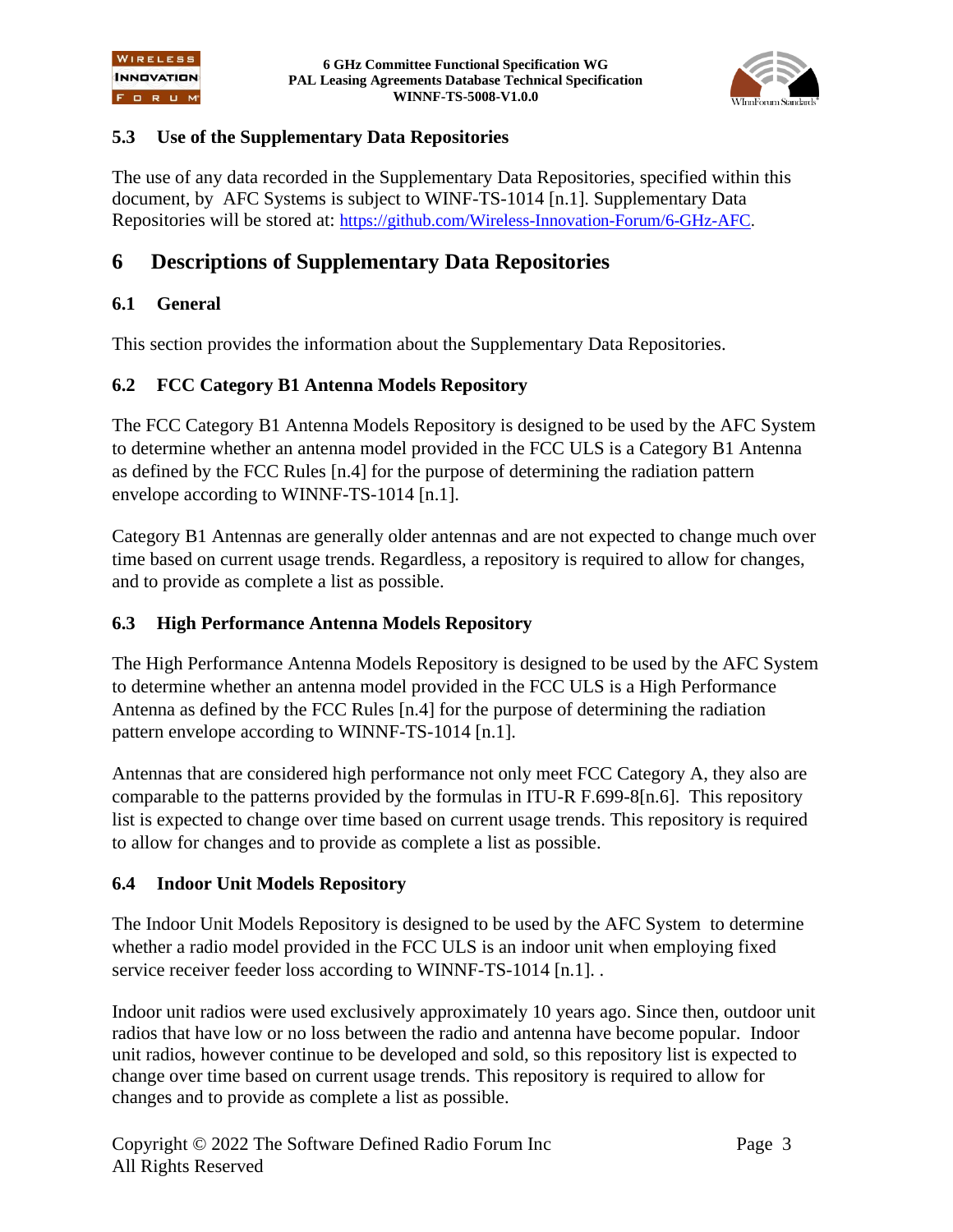## 5.3 Use of the Supplementary Data Repositories

The use of any data recorded in the Supplementary Data Repositories, specified within this document, by AFC Systems is subject to WINF-TS-1014 [n.1]. Supplementary Data Repositories will be stored at: https://github.com/Wireless-Innovation-Forum/6-GHz-AFC.

# 6 Descriptions of Supplementary Data Repositories

## 6.1 General

This section provides the information about the Supplementary Data Repositories.

## 6.2 FCC Category B1 Antenna Models Repository

The FCC Category B1 Antenna Models Repository is designed to be used by the AFC System to determine whether an antenna model provided in the FCC ULS is a Category B1 Antenna as defined by the FCC Rules [n.4] for the purpose of determining the radiation pattern envelope according to WINNF-TS-1014 [n.1].

Category B1 Antennas are generally older antennas and are not expected to change much over time based on current usage trends. Regardless, a repository is required to allow for changes, and to provide as complete a list as possible.

## 6.3 High Performance Antenna Models Repository

The High Performance Antenna Models Repository is designed to be used by the AFC System to determine whether an antenna model provided in the FCC ULS is a High Performance Antenna as defined by the FCC Rules [n.4] for the purpose of determining the radiation pattern envelope according to WINNF-TS-1014 [n.1].

Antennas that are considered high performance not only meet FCC Category A, they also are comparable to the patterns provided by the formulas in ITU-R F.699-8[n.6]. This repository list is expected to change over time based on current usage trends. This repository is required to allow for changes and to provide as complete a list as possible.

## 6.4 Indoor Unit Models Repository

The Indoor Unit Models Repository is designed to be used by the AFC System to determine whether a radio model provided in the FCC ULS is an indoor unit when employing fixed service receiver feeder loss according to WINNF-TS-1014 [n.1]. .

Indoor unit radios were used exclusively approximately 10 years ago. Since then, outdoor unit radios that have low or no loss between the radio and antenna have become popular. Indoor unit radios, however continue to be developed and sold, so this repository list is expected to change over time based on current usage trends. This repository is required to allow for changes and to provide as complete a list as possible.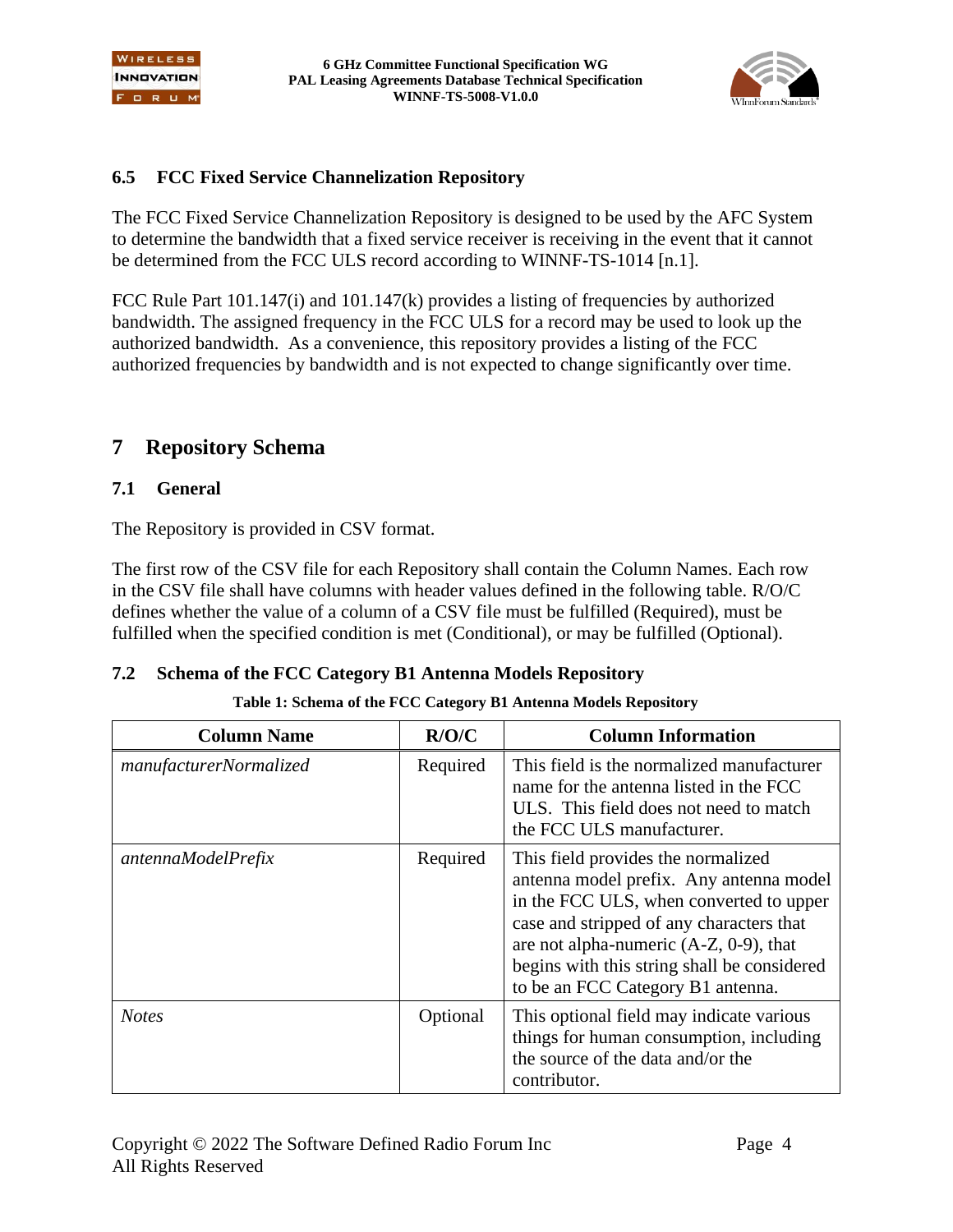### 6.5 FCC Fixed Service Channelization Repository

The FCC Fixed Service Channelization Repository is designed to be used by the AFC System to determine the bandwidth that a fixed service receiver is receiving in the event that it cannot be determined from the FCC ULS record according to WINNF-TS-1014 [n.1].

FCC Rule Part 101.147(i) and 101.147(k) provides a listing of frequencies by authorized bandwidth. The assigned frequency in the FCC ULS for a record may be used to look up the authorized bandwidth. As a convenience, this repository provides a listing of the FCC authorized frequencies by bandwidth and is not expected to change significantly over time.

## 7 Repository Schema

### 7.1 General

The Repository is provided in CSV format.

The first row of the CSV file for each Repository shall contain the Column Names. Each row in the CSV file shall have columns with header values defined in the following table. R/O/C defines whether the value of a column of a CSV file must be fulfilled (Required), must be fulfilled when the specified condition is met (Conditional), or may be fulfilled (Optional).

### 7.2 Schema of the FCC Category B1 Antenna Models Repository

**Table 1: Schema of the FCC Category B1 Antenna Models Repository**

| Column Name | R/O/C | Column Information |
|---|---|---|
| *manufacturerNormalized* | Required | This field is the normalized manufacturer name for the antenna listed in the FCC ULS. This field does not need to match the FCC ULS manufacturer. |
| *antennaModelPrefix* | Required | This field provides the normalized antenna model prefix. Any antenna model in the FCC ULS, when converted to upper case and stripped of any characters that are not alpha-numeric (A-Z, 0-9), that begins with this string shall be considered to be an FCC Category B1 antenna. |
| *Notes* | Optional | This optional field may indicate various things for human consumption, including the source of the data and/or the contributor. |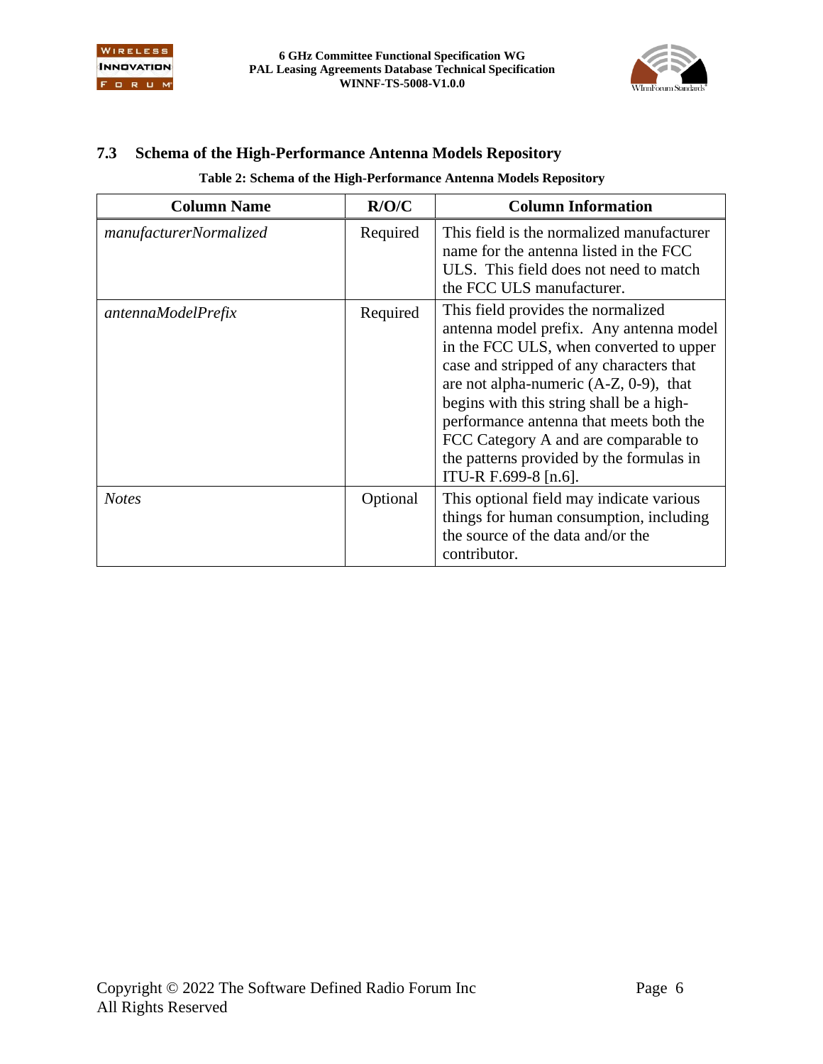## 7.3 Schema of the High-Performance Antenna Models Repository

**Table 2: Schema of the High-Performance Antenna Models Repository**

| Column Name | R/O/C | Column Information |
|---|---|---|
| *manufacturerNormalized* | Required | This field is the normalized manufacturer name for the antenna listed in the FCC ULS. This field does not need to match the FCC ULS manufacturer. |
| *antennaModelPrefix* | Required | This field provides the normalized antenna model prefix. Any antenna model in the FCC ULS, when converted to upper case and stripped of any characters that are not alpha-numeric (A-Z, 0-9), that begins with this string shall be a high-performance antenna that meets both the FCC Category A and are comparable to the patterns provided by the formulas in ITU-R F.699-8 [n.6]. |
| *Notes* | Optional | This optional field may indicate various things for human consumption, including the source of the data and/or the contributor. |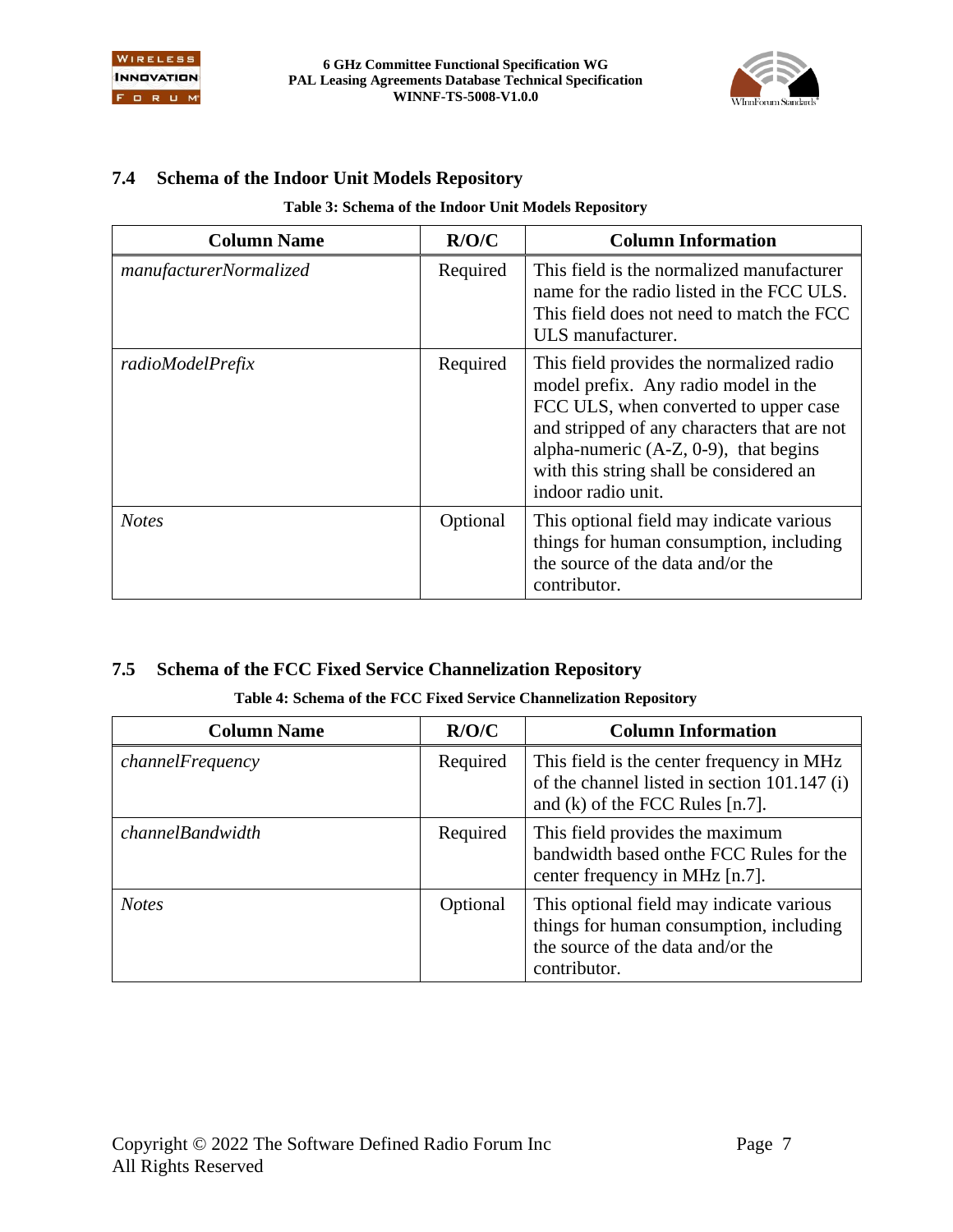## 7.4 Schema of the Indoor Unit Models Repository

**Table 3: Schema of the Indoor Unit Models Repository**

| Column Name | R/O/C | Column Information |
|---|---|---|
| *manufacturerNormalized* | Required | This field is the normalized manufacturer name for the radio listed in the FCC ULS. This field does not need to match the FCC ULS manufacturer. |
| *radioModelPrefix* | Required | This field provides the normalized radio model prefix. Any radio model in the FCC ULS, when converted to upper case and stripped of any characters that are not alpha-numeric (A-Z, 0-9), that begins with this string shall be considered an indoor radio unit. |
| *Notes* | Optional | This optional field may indicate various things for human consumption, including the source of the data and/or the contributor. |

## 7.5 Schema of the FCC Fixed Service Channelization Repository

**Table 4: Schema of the FCC Fixed Service Channelization Repository**

| Column Name | R/O/C | Column Information |
|---|---|---|
| *channelFrequency* | Required | This field is the center frequency in MHz of the channel listed in section 101.147 (i) and (k) of the FCC Rules [n.7]. |
| *channelBandwidth* | Required | This field provides the maximum bandwidth based onthe FCC Rules for the center frequency in MHz [n.7]. |
| *Notes* | Optional | This optional field may indicate various things for human consumption, including the source of the data and/or the contributor. |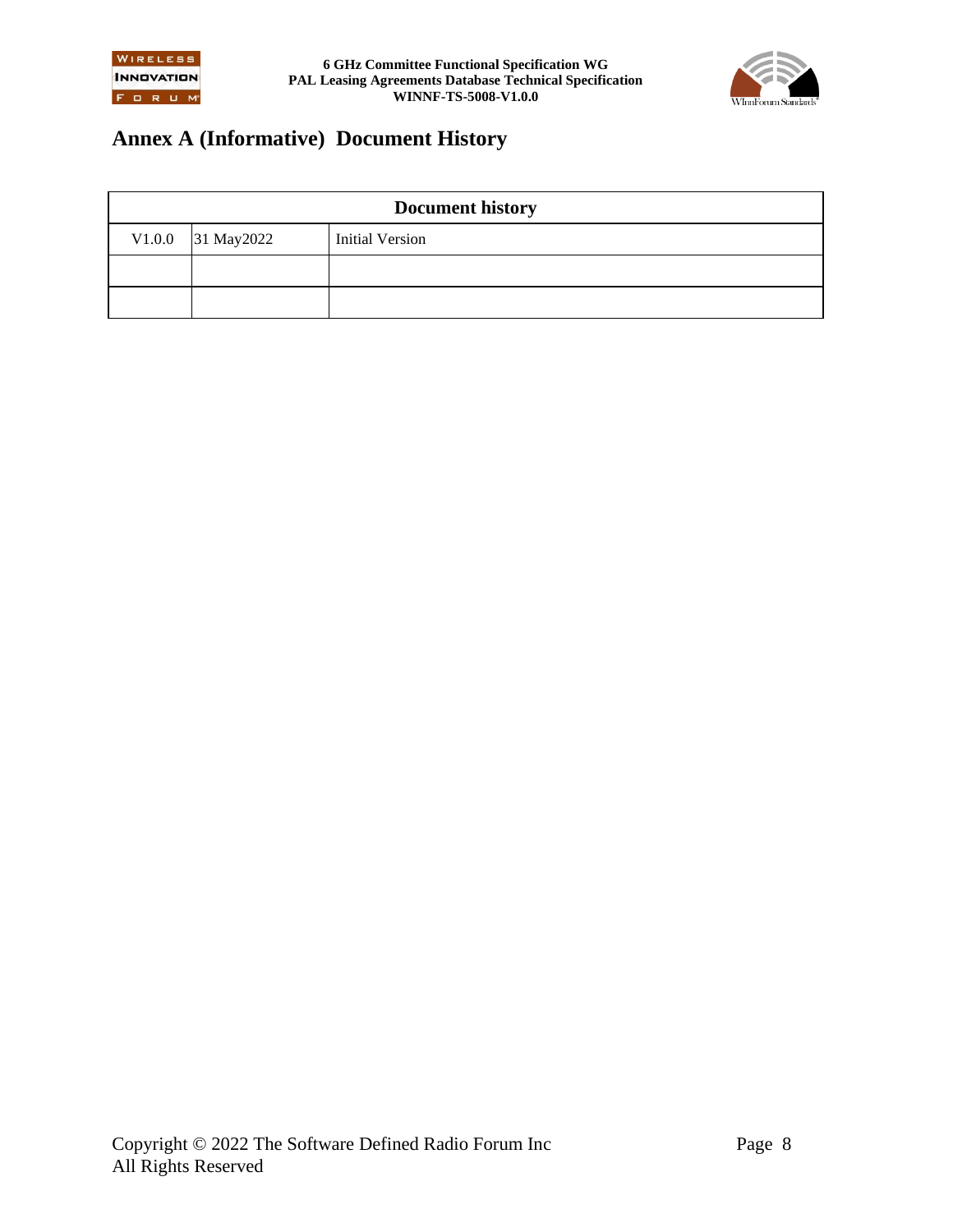# Annex A (Informative) Document History

| Document history | | |
|---|---|---|
| V1.0.0 | 31 May2022 | Initial Version |
| | | |
| | | |